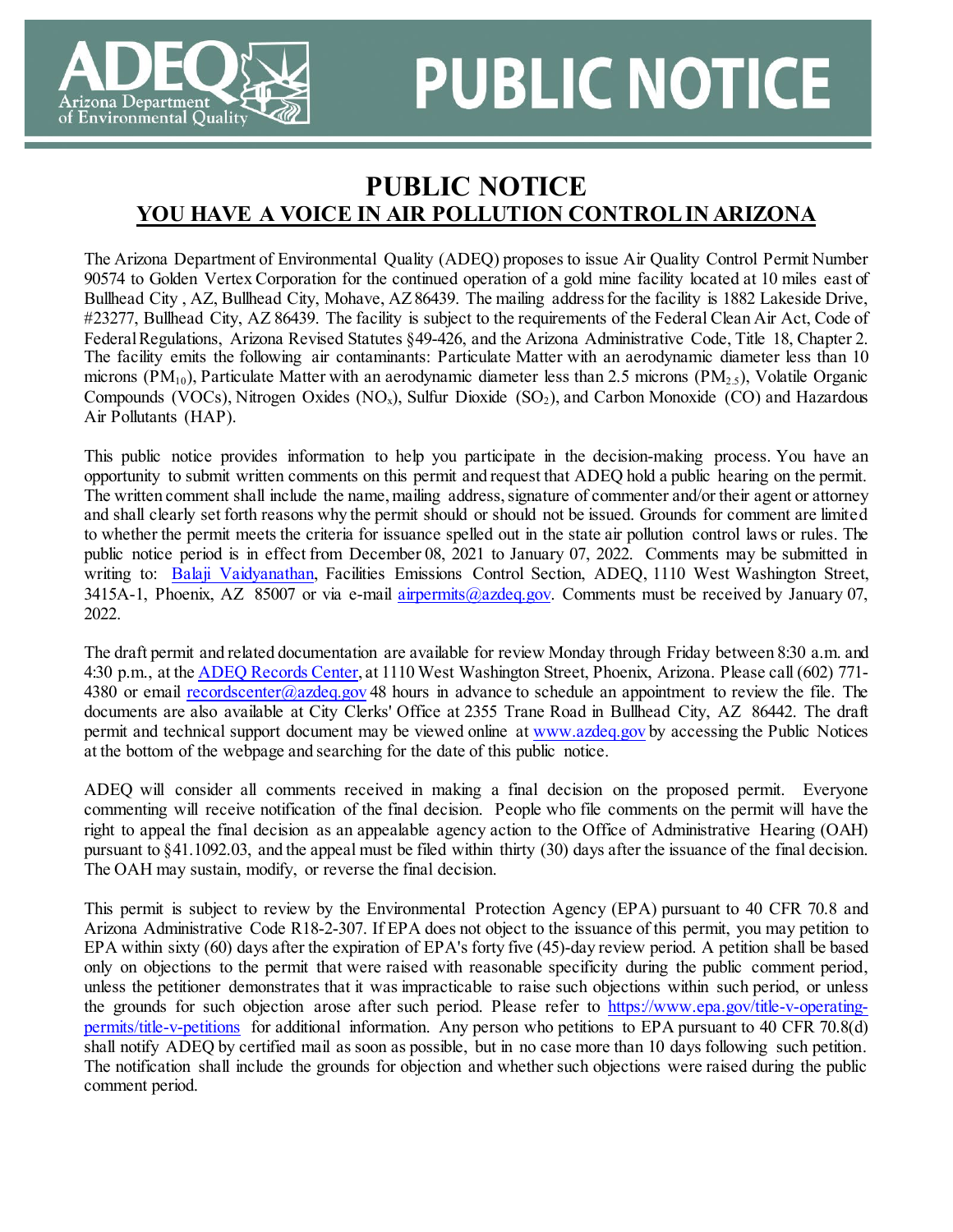# PUBLIC NOTICE

ADEQ Arizona Department of Environmental Quality

# PUBLIC NOTICE

## YOU HAVE A VOICE IN AIR POLLUTION CONTROL IN ARIZONA

The Arizona Department of Environmental Quality (ADEQ) proposes to issue Air Quality Control Permit Number 90574 to Golden Vertex Corporation for the continued operation of a gold mine facility located at 10 miles east of Bullhead City , AZ, Bullhead City, Mohave, AZ 86439. The mailing address for the facility is 1882 Lakeside Drive, #23277, Bullhead City, AZ 86439. The facility is subject to the requirements of the Federal Clean Air Act, Code of Federal Regulations, Arizona Revised Statutes §49-426, and the Arizona Administrative Code, Title 18, Chapter 2. The facility emits the following air contaminants: Particulate Matter with an aerodynamic diameter less than 10 microns ($PM_{10}$), Particulate Matter with an aerodynamic diameter less than 2.5 microns ($PM_{2.5}$), Volatile Organic Compounds (VOCs), Nitrogen Oxides ($NO_x$), Sulfur Dioxide ($SO_2$), and Carbon Monoxide (CO) and Hazardous Air Pollutants (HAP).

This public notice provides information to help you participate in the decision-making process. You have an opportunity to submit written comments on this permit and request that ADEQ hold a public hearing on the permit. The written comment shall include the name, mailing address, signature of commenter and/or their agent or attorney and shall clearly set forth reasons why the permit should or should not be issued. Grounds for comment are limited to whether the permit meets the criteria for issuance spelled out in the state air pollution control laws or rules. The public notice period is in effect from December 08, 2021 to January 07, 2022. Comments may be submitted in writing to: Balaji Vaidyanathan, Facilities Emissions Control Section, ADEQ, 1110 West Washington Street, 3415A-1, Phoenix, AZ 85007 or via e-mail airpermits@azdeq.gov. Comments must be received by January 07, 2022.

The draft permit and related documentation are available for review Monday through Friday between 8:30 a.m. and 4:30 p.m., at the ADEQ Records Center, at 1110 West Washington Street, Phoenix, Arizona. Please call (602) 771-4380 or email recordscenter@azdeq.gov 48 hours in advance to schedule an appointment to review the file. The documents are also available at City Clerks' Office at 2355 Trane Road in Bullhead City, AZ 86442. The draft permit and technical support document may be viewed online at www.azdeq.gov by accessing the Public Notices at the bottom of the webpage and searching for the date of this public notice.

ADEQ will consider all comments received in making a final decision on the proposed permit. Everyone commenting will receive notification of the final decision. People who file comments on the permit will have the right to appeal the final decision as an appealable agency action to the Office of Administrative Hearing (OAH) pursuant to §41.1092.03, and the appeal must be filed within thirty (30) days after the issuance of the final decision. The OAH may sustain, modify, or reverse the final decision.

This permit is subject to review by the Environmental Protection Agency (EPA) pursuant to 40 CFR 70.8 and Arizona Administrative Code R18-2-307. If EPA does not object to the issuance of this permit, you may petition to EPA within sixty (60) days after the expiration of EPA's forty five (45)-day review period. A petition shall be based only on objections to the permit that were raised with reasonable specificity during the public comment period, unless the petitioner demonstrates that it was impracticable to raise such objections within such period, or unless the grounds for such objection arose after such period. Please refer to https://www.epa.gov/title-v-operating-permits/title-v-petitions for additional information. Any person who petitions to EPA pursuant to 40 CFR 70.8(d) shall notify ADEQ by certified mail as soon as possible, but in no case more than 10 days following such petition. The notification shall include the grounds for objection and whether such objections were raised during the public comment period.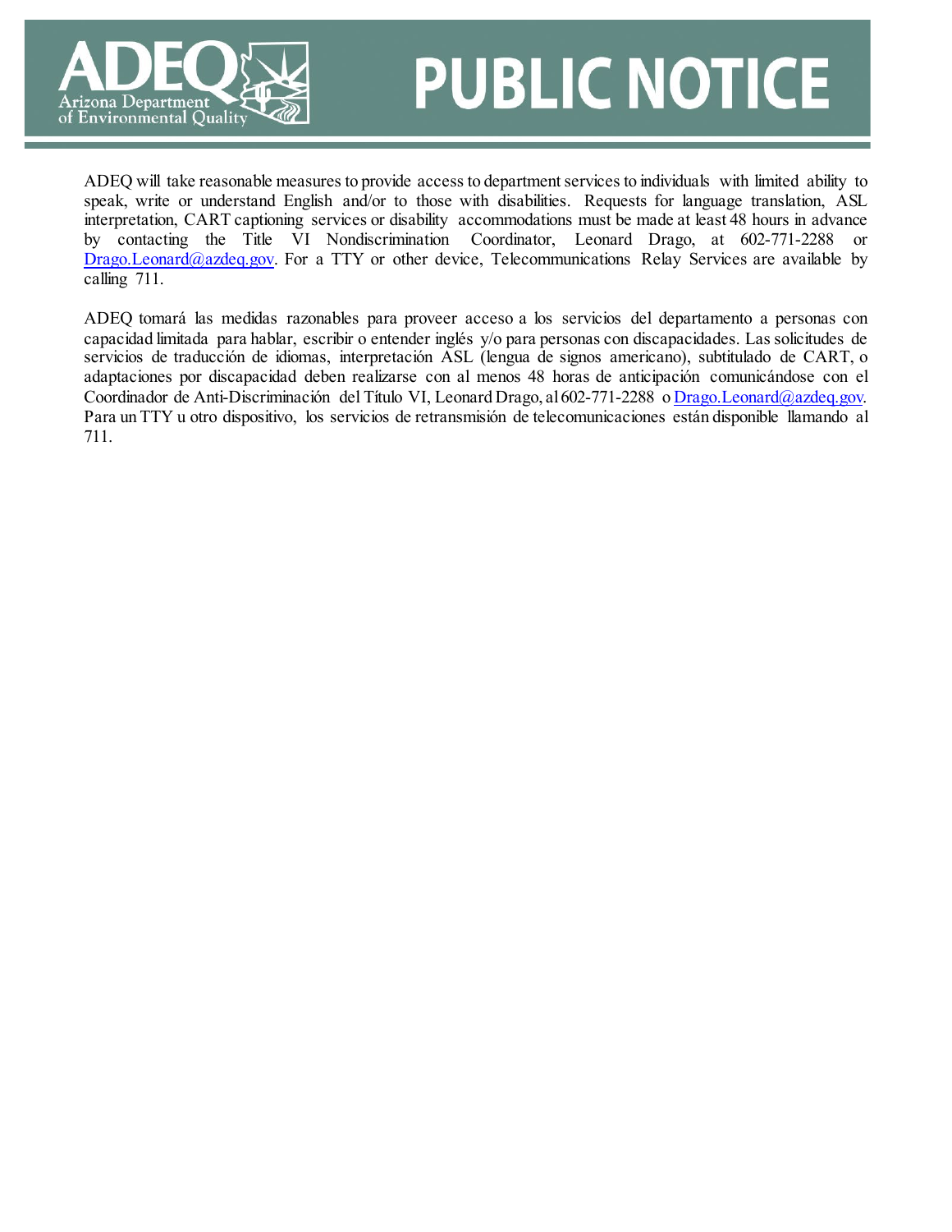# PUBLIC NOTICE

ADEQ will take reasonable measures to provide access to department services to individuals with limited ability to speak, write or understand English and/or to those with disabilities. Requests for language translation, ASL interpretation, CART captioning services or disability accommodations must be made at least 48 hours in advance by contacting the Title VI Nondiscrimination Coordinator, Leonard Drago, at 602-771-2288 or Drago.Leonard@azdeq.gov. For a TTY or other device, Telecommunications Relay Services are available by calling 711.

ADEQ tomará las medidas razonables para proveer acceso a los servicios del departamento a personas con capacidad limitada para hablar, escribir o entender inglés y/o para personas con discapacidades. Las solicitudes de servicios de traducción de idiomas, interpretación ASL (lengua de signos americano), subtitulado de CART, o adaptaciones por discapacidad deben realizarse con al menos 48 horas de anticipación comunicándose con el Coordinador de Anti-Discriminación del Título VI, Leonard Drago, al 602-771-2288 o Drago.Leonard@azdeq.gov. Para un TTY u otro dispositivo, los servicios de retransmisión de telecomunicaciones están disponible llamando al 711.